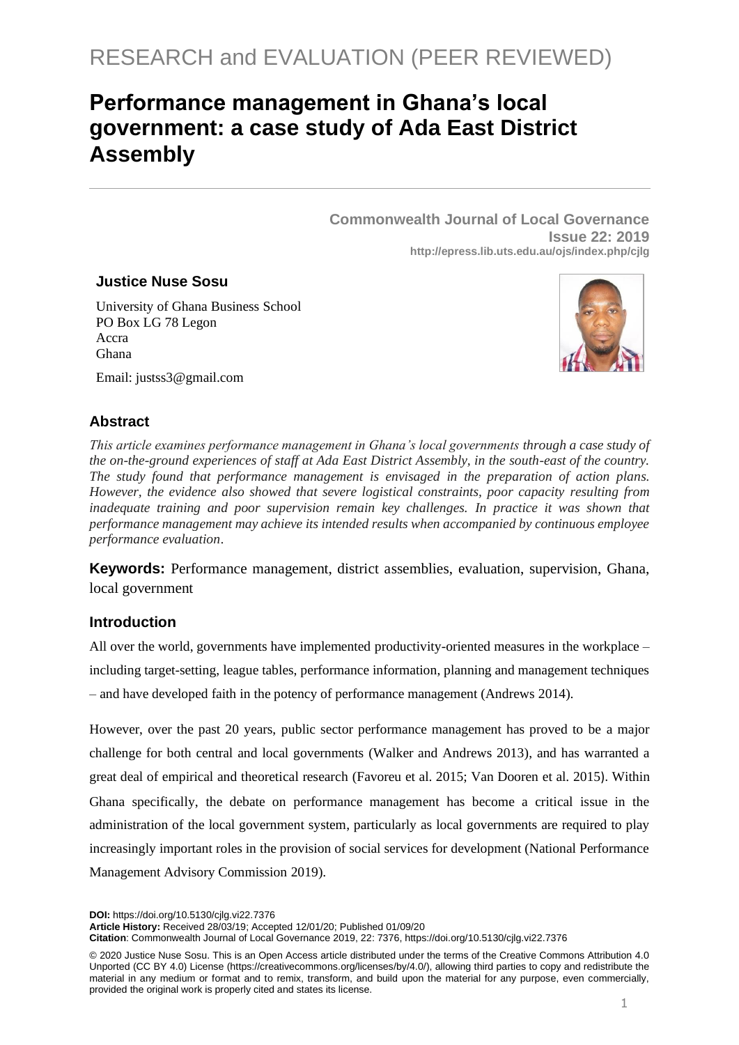RESEARCH and EVALUATION (PEER REVIEWED)

# Performance management in Ghana's local government: a case study of Ada East District Assembly

**Commonwealth Journal of Local Governance**
**Issue 22: 2019**
**http://epress.lib.uts.edu.au/ojs/index.php/cjlg**

**Justice Nuse Sosu**

University of Ghana Business School
PO Box LG 78 Legon
Accra
Ghana

Email: justss3@gmail.com

## Abstract

*This article examines performance management in Ghana's local governments through a case study of the on-the-ground experiences of staff at Ada East District Assembly, in the south-east of the country. The study found that performance management is envisaged in the preparation of action plans. However, the evidence also showed that severe logistical constraints, poor capacity resulting from inadequate training and poor supervision remain key challenges. In practice it was shown that performance management may achieve its intended results when accompanied by continuous employee performance evaluation.*

**Keywords:** Performance management, district assemblies, evaluation, supervision, Ghana, local government

## Introduction

All over the world, governments have implemented productivity-oriented measures in the workplace – including target-setting, league tables, performance information, planning and management techniques – and have developed faith in the potency of performance management (Andrews 2014).

However, over the past 20 years, public sector performance management has proved to be a major challenge for both central and local governments (Walker and Andrews 2013), and has warranted a great deal of empirical and theoretical research (Favoreu et al. 2015; Van Dooren et al. 2015). Within Ghana specifically, the debate on performance management has become a critical issue in the administration of the local government system, particularly as local governments are required to play increasingly important roles in the provision of social services for development (National Performance Management Advisory Commission 2019).

**DOI:** https://doi.org/10.5130/cjlg.vi22.7376
**Article History:** Received 28/03/19; Accepted 12/01/20; Published 01/09/20
**Citation**: Commonwealth Journal of Local Governance 2019, 22: 7376, https://doi.org/10.5130/cjlg.vi22.7376

© 2020 Justice Nuse Sosu. This is an Open Access article distributed under the terms of the Creative Commons Attribution 4.0 Unported (CC BY 4.0) License (https://creativecommons.org/licenses/by/4.0/), allowing third parties to copy and redistribute the material in any medium or format and to remix, transform, and build upon the material for any purpose, even commercially, provided the original work is properly cited and states its license.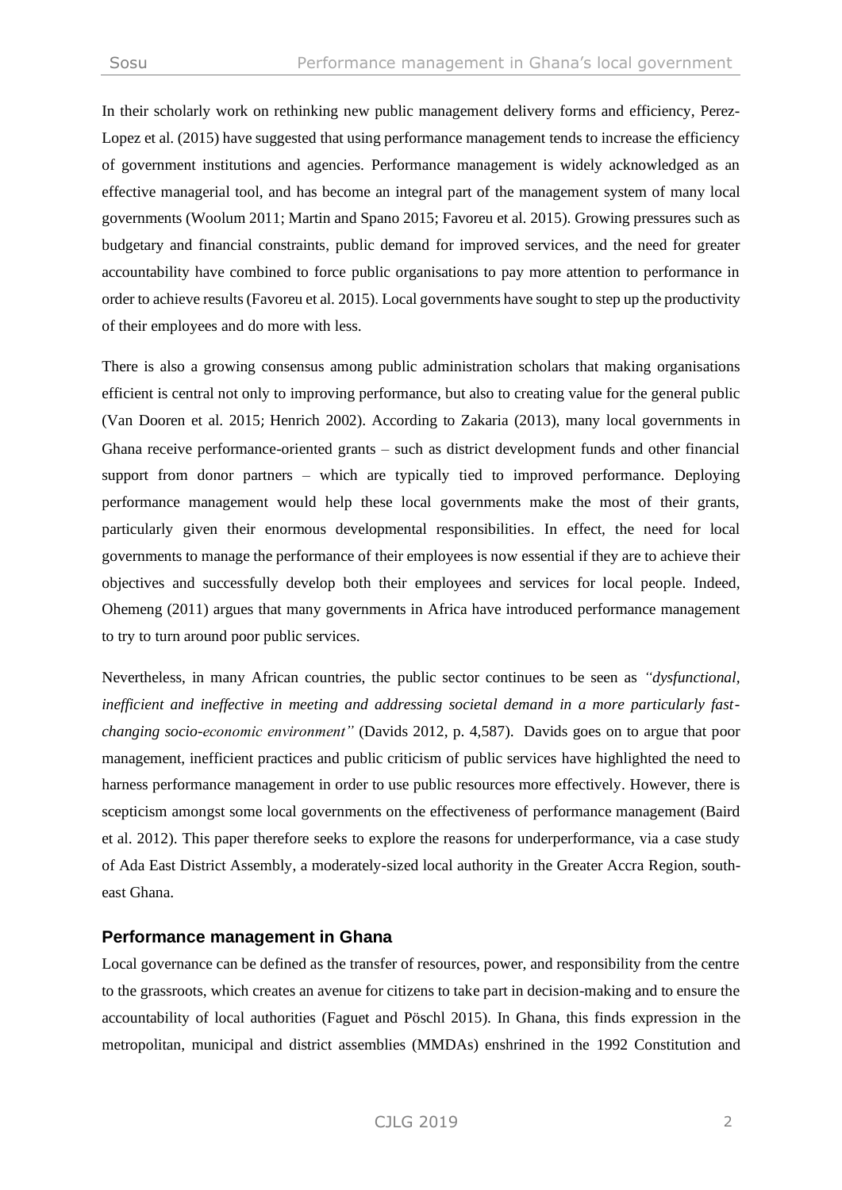In their scholarly work on rethinking new public management delivery forms and efficiency, Perez-Lopez et al. (2015) have suggested that using performance management tends to increase the efficiency of government institutions and agencies. Performance management is widely acknowledged as an effective managerial tool, and has become an integral part of the management system of many local governments (Woolum 2011; Martin and Spano 2015; Favoreu et al. 2015). Growing pressures such as budgetary and financial constraints, public demand for improved services, and the need for greater accountability have combined to force public organisations to pay more attention to performance in order to achieve results (Favoreu et al. 2015). Local governments have sought to step up the productivity of their employees and do more with less.

There is also a growing consensus among public administration scholars that making organisations efficient is central not only to improving performance, but also to creating value for the general public (Van Dooren et al. 2015; Henrich 2002). According to Zakaria (2013), many local governments in Ghana receive performance-oriented grants – such as district development funds and other financial support from donor partners – which are typically tied to improved performance. Deploying performance management would help these local governments make the most of their grants, particularly given their enormous developmental responsibilities. In effect, the need for local governments to manage the performance of their employees is now essential if they are to achieve their objectives and successfully develop both their employees and services for local people. Indeed, Ohemeng (2011) argues that many governments in Africa have introduced performance management to try to turn around poor public services.

Nevertheless, in many African countries, the public sector continues to be seen as *"dysfunctional, inefficient and ineffective in meeting and addressing societal demand in a more particularly fast-changing socio-economic environment"* (Davids 2012, p. 4,587). Davids goes on to argue that poor management, inefficient practices and public criticism of public services have highlighted the need to harness performance management in order to use public resources more effectively. However, there is scepticism amongst some local governments on the effectiveness of performance management (Baird et al. 2012). This paper therefore seeks to explore the reasons for underperformance, via a case study of Ada East District Assembly, a moderately-sized local authority in the Greater Accra Region, south-east Ghana.

## Performance management in Ghana

Local governance can be defined as the transfer of resources, power, and responsibility from the centre to the grassroots, which creates an avenue for citizens to take part in decision-making and to ensure the accountability of local authorities (Faguet and Pöschl 2015). In Ghana, this finds expression in the metropolitan, municipal and district assemblies (MMDAs) enshrined in the 1992 Constitution and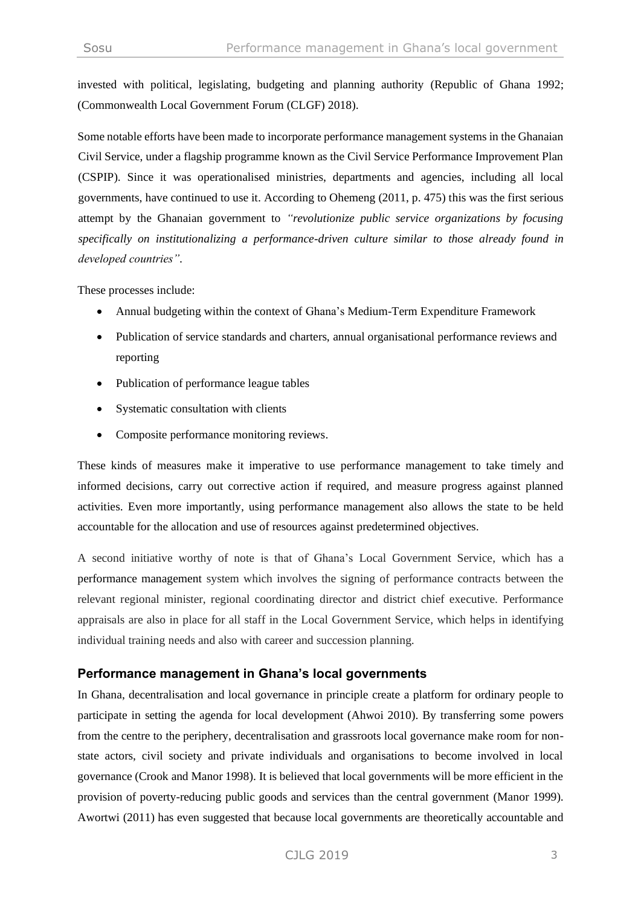invested with political, legislating, budgeting and planning authority (Republic of Ghana 1992; (Commonwealth Local Government Forum (CLGF) 2018).

Some notable efforts have been made to incorporate performance management systems in the Ghanaian Civil Service, under a flagship programme known as the Civil Service Performance Improvement Plan (CSPIP). Since it was operationalised ministries, departments and agencies, including all local governments, have continued to use it. According to Ohemeng (2011, p. 475) this was the first serious attempt by the Ghanaian government to *"revolutionize public service organizations by focusing specifically on institutionalizing a performance-driven culture similar to those already found in developed countries"*.

These processes include:

- Annual budgeting within the context of Ghana's Medium-Term Expenditure Framework
- Publication of service standards and charters, annual organisational performance reviews and reporting
- Publication of performance league tables
- Systematic consultation with clients
- Composite performance monitoring reviews.

These kinds of measures make it imperative to use performance management to take timely and informed decisions, carry out corrective action if required, and measure progress against planned activities. Even more importantly, using performance management also allows the state to be held accountable for the allocation and use of resources against predetermined objectives.

A second initiative worthy of note is that of Ghana's Local Government Service, which has a performance management system which involves the signing of performance contracts between the relevant regional minister, regional coordinating director and district chief executive. Performance appraisals are also in place for all staff in the Local Government Service, which helps in identifying individual training needs and also with career and succession planning.

### Performance management in Ghana's local governments

In Ghana, decentralisation and local governance in principle create a platform for ordinary people to participate in setting the agenda for local development (Ahwoi 2010). By transferring some powers from the centre to the periphery, decentralisation and grassroots local governance make room for non-state actors, civil society and private individuals and organisations to become involved in local governance (Crook and Manor 1998). It is believed that local governments will be more efficient in the provision of poverty-reducing public goods and services than the central government (Manor 1999). Awortwi (2011) has even suggested that because local governments are theoretically accountable and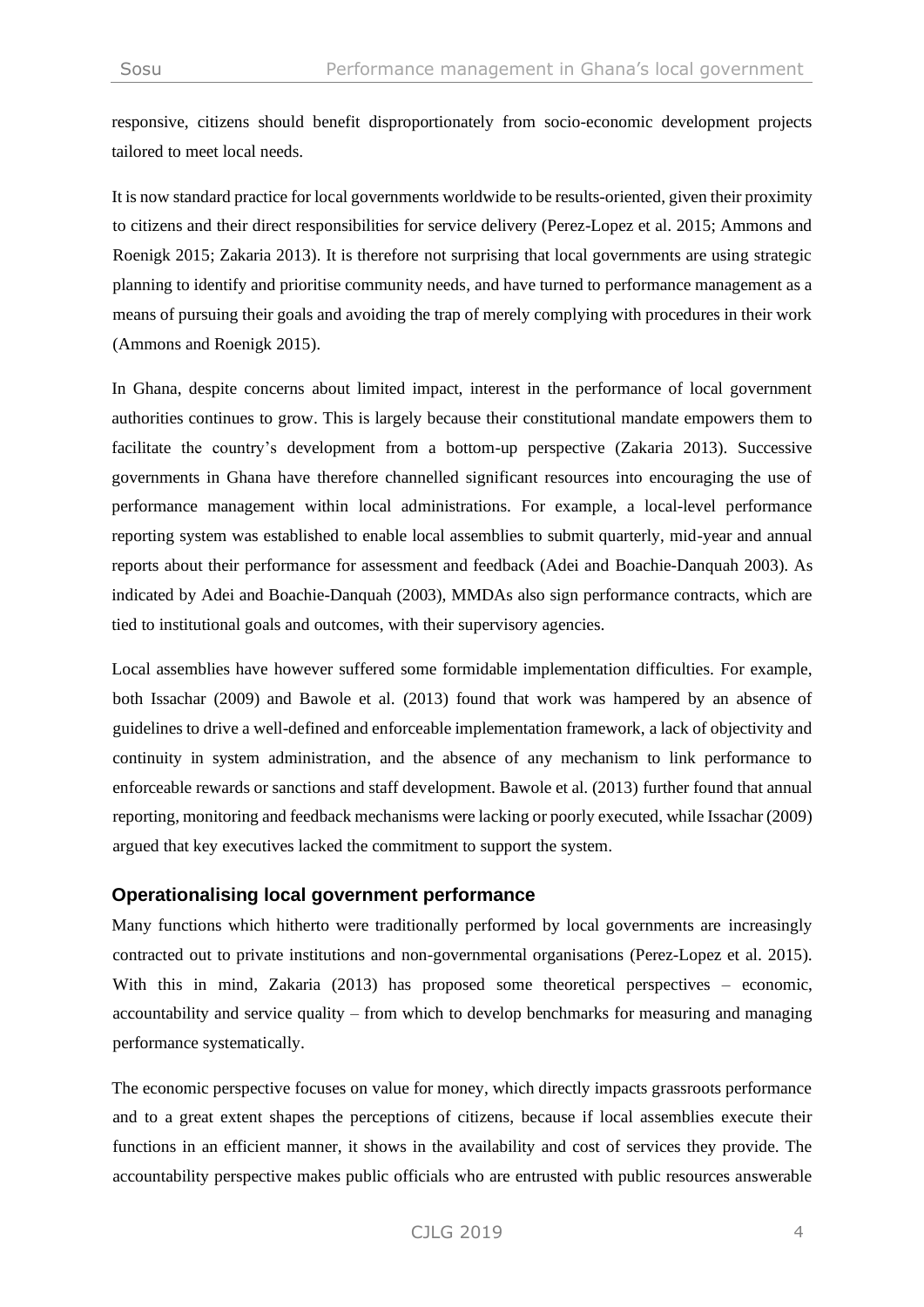responsive, citizens should benefit disproportionately from socio-economic development projects tailored to meet local needs.

It is now standard practice for local governments worldwide to be results-oriented, given their proximity to citizens and their direct responsibilities for service delivery (Perez-Lopez et al. 2015; Ammons and Roenigk 2015; Zakaria 2013). It is therefore not surprising that local governments are using strategic planning to identify and prioritise community needs, and have turned to performance management as a means of pursuing their goals and avoiding the trap of merely complying with procedures in their work (Ammons and Roenigk 2015).

In Ghana, despite concerns about limited impact, interest in the performance of local government authorities continues to grow. This is largely because their constitutional mandate empowers them to facilitate the country's development from a bottom-up perspective (Zakaria 2013). Successive governments in Ghana have therefore channelled significant resources into encouraging the use of performance management within local administrations. For example, a local-level performance reporting system was established to enable local assemblies to submit quarterly, mid-year and annual reports about their performance for assessment and feedback (Adei and Boachie-Danquah 2003). As indicated by Adei and Boachie-Danquah (2003), MMDAs also sign performance contracts, which are tied to institutional goals and outcomes, with their supervisory agencies.

Local assemblies have however suffered some formidable implementation difficulties. For example, both Issachar (2009) and Bawole et al. (2013) found that work was hampered by an absence of guidelines to drive a well-defined and enforceable implementation framework, a lack of objectivity and continuity in system administration, and the absence of any mechanism to link performance to enforceable rewards or sanctions and staff development. Bawole et al. (2013) further found that annual reporting, monitoring and feedback mechanisms were lacking or poorly executed, while Issachar (2009) argued that key executives lacked the commitment to support the system.

## Operationalising local government performance

Many functions which hitherto were traditionally performed by local governments are increasingly contracted out to private institutions and non-governmental organisations (Perez-Lopez et al. 2015). With this in mind, Zakaria (2013) has proposed some theoretical perspectives – economic, accountability and service quality – from which to develop benchmarks for measuring and managing performance systematically.

The economic perspective focuses on value for money, which directly impacts grassroots performance and to a great extent shapes the perceptions of citizens, because if local assemblies execute their functions in an efficient manner, it shows in the availability and cost of services they provide. The accountability perspective makes public officials who are entrusted with public resources answerable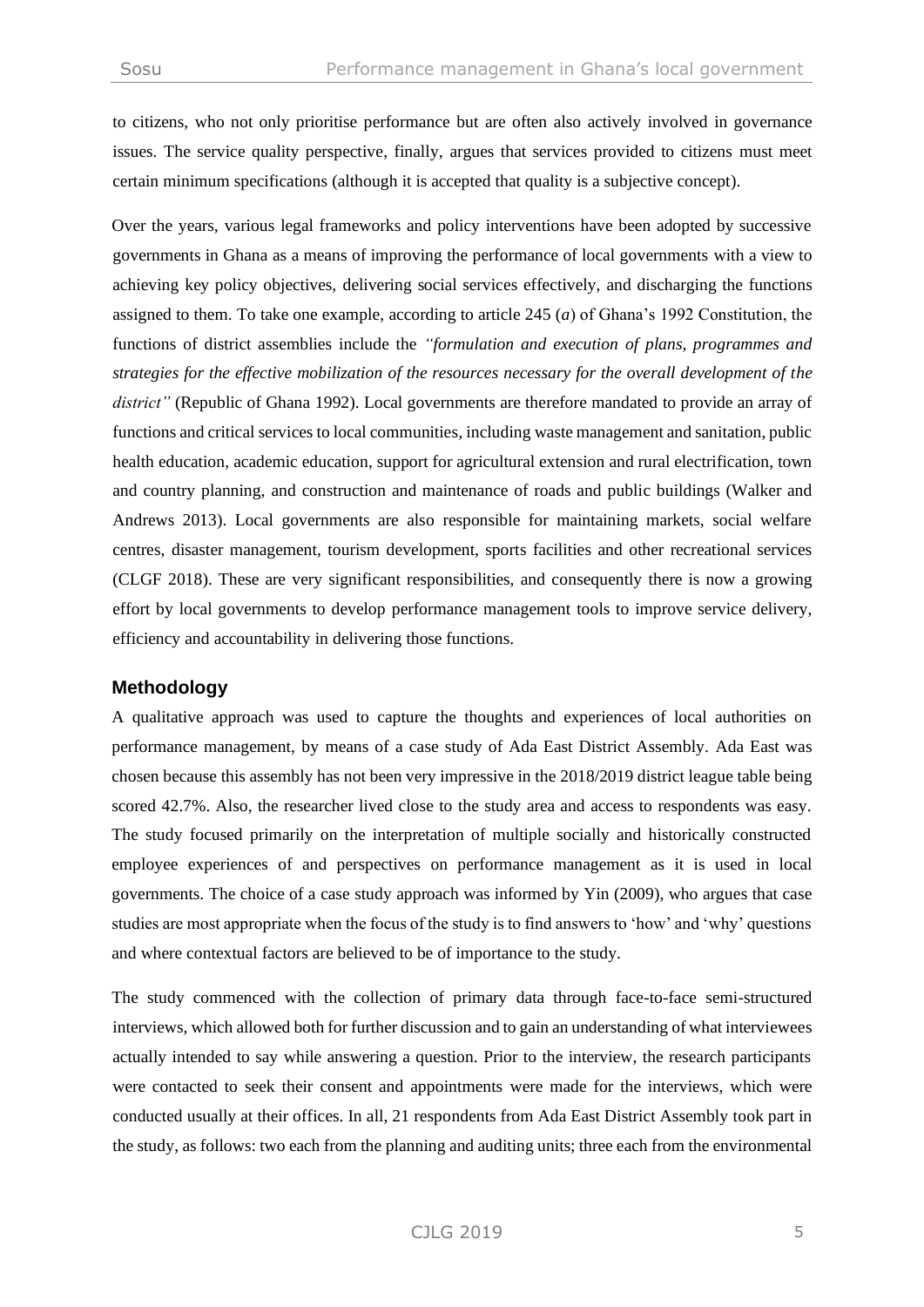to citizens, who not only prioritise performance but are often also actively involved in governance issues. The service quality perspective, finally, argues that services provided to citizens must meet certain minimum specifications (although it is accepted that quality is a subjective concept).

Over the years, various legal frameworks and policy interventions have been adopted by successive governments in Ghana as a means of improving the performance of local governments with a view to achieving key policy objectives, delivering social services effectively, and discharging the functions assigned to them. To take one example, according to article 245 (*a*) of Ghana's 1992 Constitution, the functions of district assemblies include the *"formulation and execution of plans, programmes and strategies for the effective mobilization of the resources necessary for the overall development of the district"* (Republic of Ghana 1992). Local governments are therefore mandated to provide an array of functions and critical services to local communities, including waste management and sanitation, public health education, academic education, support for agricultural extension and rural electrification, town and country planning, and construction and maintenance of roads and public buildings (Walker and Andrews 2013). Local governments are also responsible for maintaining markets, social welfare centres, disaster management, tourism development, sports facilities and other recreational services (CLGF 2018). These are very significant responsibilities, and consequently there is now a growing effort by local governments to develop performance management tools to improve service delivery, efficiency and accountability in delivering those functions.

## Methodology

A qualitative approach was used to capture the thoughts and experiences of local authorities on performance management, by means of a case study of Ada East District Assembly. Ada East was chosen because this assembly has not been very impressive in the 2018/2019 district league table being scored 42.7%. Also, the researcher lived close to the study area and access to respondents was easy. The study focused primarily on the interpretation of multiple socially and historically constructed employee experiences of and perspectives on performance management as it is used in local governments. The choice of a case study approach was informed by Yin (2009), who argues that case studies are most appropriate when the focus of the study is to find answers to 'how' and 'why' questions and where contextual factors are believed to be of importance to the study.

The study commenced with the collection of primary data through face-to-face semi-structured interviews, which allowed both for further discussion and to gain an understanding of what interviewees actually intended to say while answering a question. Prior to the interview, the research participants were contacted to seek their consent and appointments were made for the interviews, which were conducted usually at their offices. In all, 21 respondents from Ada East District Assembly took part in the study, as follows: two each from the planning and auditing units; three each from the environmental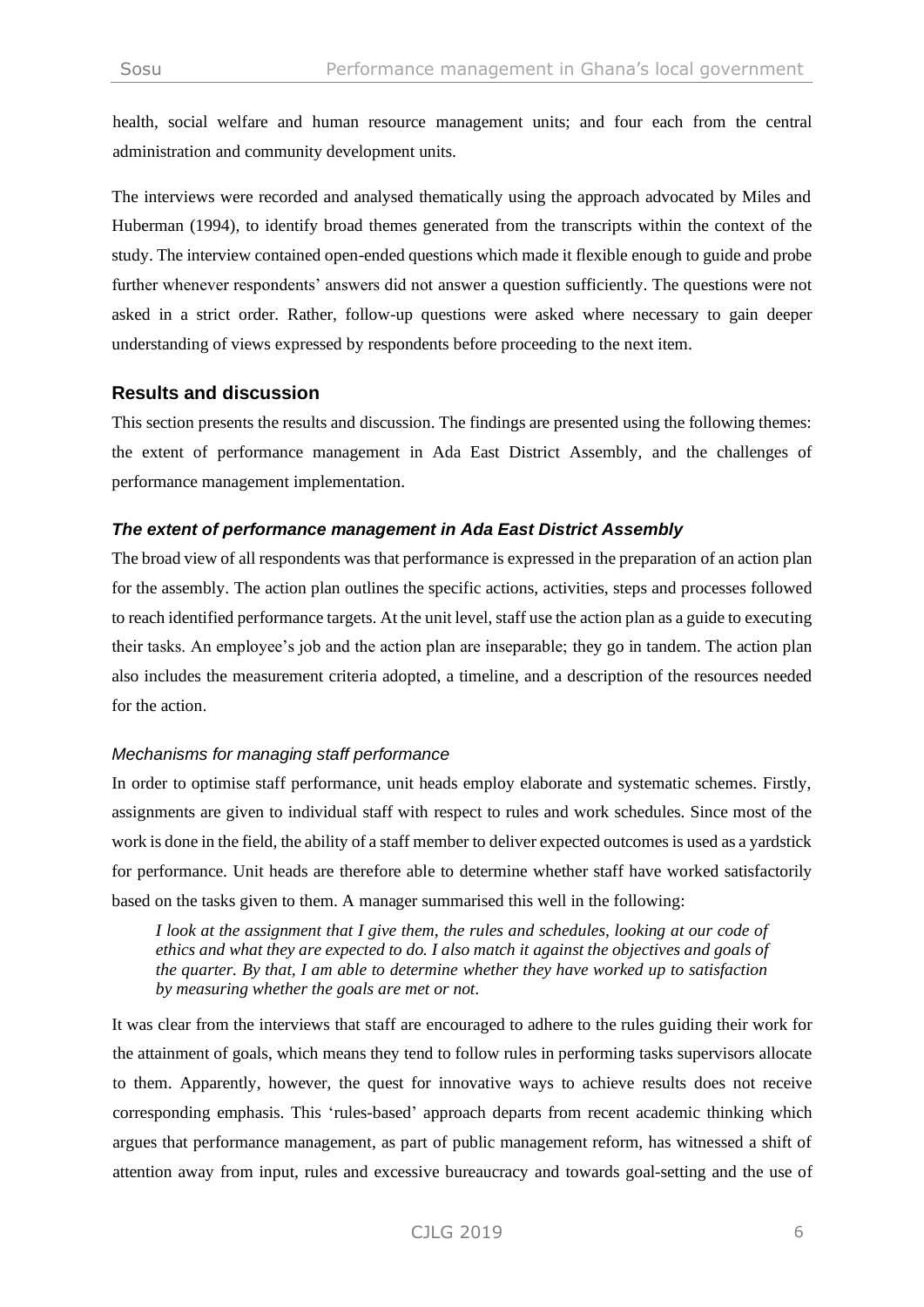health, social welfare and human resource management units; and four each from the central administration and community development units.

The interviews were recorded and analysed thematically using the approach advocated by Miles and Huberman (1994), to identify broad themes generated from the transcripts within the context of the study. The interview contained open-ended questions which made it flexible enough to guide and probe further whenever respondents' answers did not answer a question sufficiently. The questions were not asked in a strict order. Rather, follow-up questions were asked where necessary to gain deeper understanding of views expressed by respondents before proceeding to the next item.

## Results and discussion

This section presents the results and discussion. The findings are presented using the following themes: the extent of performance management in Ada East District Assembly, and the challenges of performance management implementation.

### *The extent of performance management in Ada East District Assembly*

The broad view of all respondents was that performance is expressed in the preparation of an action plan for the assembly. The action plan outlines the specific actions, activities, steps and processes followed to reach identified performance targets. At the unit level, staff use the action plan as a guide to executing their tasks. An employee's job and the action plan are inseparable; they go in tandem. The action plan also includes the measurement criteria adopted, a timeline, and a description of the resources needed for the action.

#### *Mechanisms for managing staff performance*

In order to optimise staff performance, unit heads employ elaborate and systematic schemes. Firstly, assignments are given to individual staff with respect to rules and work schedules. Since most of the work is done in the field, the ability of a staff member to deliver expected outcomes is used as a yardstick for performance. Unit heads are therefore able to determine whether staff have worked satisfactorily based on the tasks given to them. A manager summarised this well in the following:

> *I look at the assignment that I give them, the rules and schedules, looking at our code of ethics and what they are expected to do. I also match it against the objectives and goals of the quarter. By that, I am able to determine whether they have worked up to satisfaction by measuring whether the goals are met or not.*

It was clear from the interviews that staff are encouraged to adhere to the rules guiding their work for the attainment of goals, which means they tend to follow rules in performing tasks supervisors allocate to them. Apparently, however, the quest for innovative ways to achieve results does not receive corresponding emphasis. This 'rules-based' approach departs from recent academic thinking which argues that performance management, as part of public management reform, has witnessed a shift of attention away from input, rules and excessive bureaucracy and towards goal-setting and the use of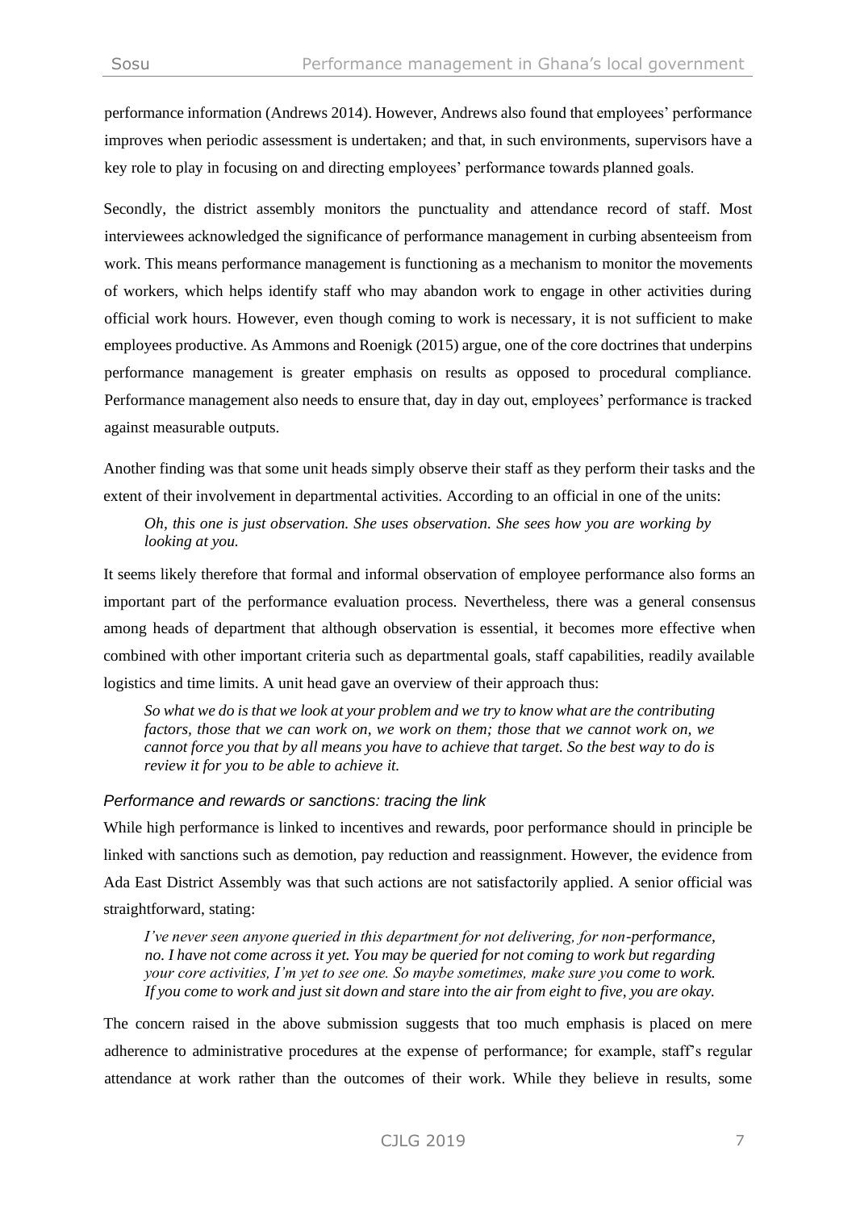performance information (Andrews 2014). However, Andrews also found that employees' performance improves when periodic assessment is undertaken; and that, in such environments, supervisors have a key role to play in focusing on and directing employees' performance towards planned goals.

Secondly, the district assembly monitors the punctuality and attendance record of staff. Most interviewees acknowledged the significance of performance management in curbing absenteeism from work. This means performance management is functioning as a mechanism to monitor the movements of workers, which helps identify staff who may abandon work to engage in other activities during official work hours. However, even though coming to work is necessary, it is not sufficient to make employees productive. As Ammons and Roenigk (2015) argue, one of the core doctrines that underpins performance management is greater emphasis on results as opposed to procedural compliance. Performance management also needs to ensure that, day in day out, employees' performance is tracked against measurable outputs.

Another finding was that some unit heads simply observe their staff as they perform their tasks and the extent of their involvement in departmental activities. According to an official in one of the units:

> *Oh, this one is just observation. She uses observation. She sees how you are working by looking at you.*

It seems likely therefore that formal and informal observation of employee performance also forms an important part of the performance evaluation process. Nevertheless, there was a general consensus among heads of department that although observation is essential, it becomes more effective when combined with other important criteria such as departmental goals, staff capabilities, readily available logistics and time limits. A unit head gave an overview of their approach thus:

> *So what we do is that we look at your problem and we try to know what are the contributing factors, those that we can work on, we work on them; those that we cannot work on, we cannot force you that by all means you have to achieve that target. So the best way to do is review it for you to be able to achieve it.*

### *Performance and rewards or sanctions: tracing the link*

While high performance is linked to incentives and rewards, poor performance should in principle be linked with sanctions such as demotion, pay reduction and reassignment. However, the evidence from Ada East District Assembly was that such actions are not satisfactorily applied. A senior official was straightforward, stating:

> *I've never seen anyone queried in this department for not delivering, for non-performance, no. I have not come across it yet. You may be queried for not coming to work but regarding your core activities, I'm yet to see one. So maybe sometimes, make sure you come to work. If you come to work and just sit down and stare into the air from eight to five, you are okay.*

The concern raised in the above submission suggests that too much emphasis is placed on mere adherence to administrative procedures at the expense of performance; for example, staff's regular attendance at work rather than the outcomes of their work. While they believe in results, some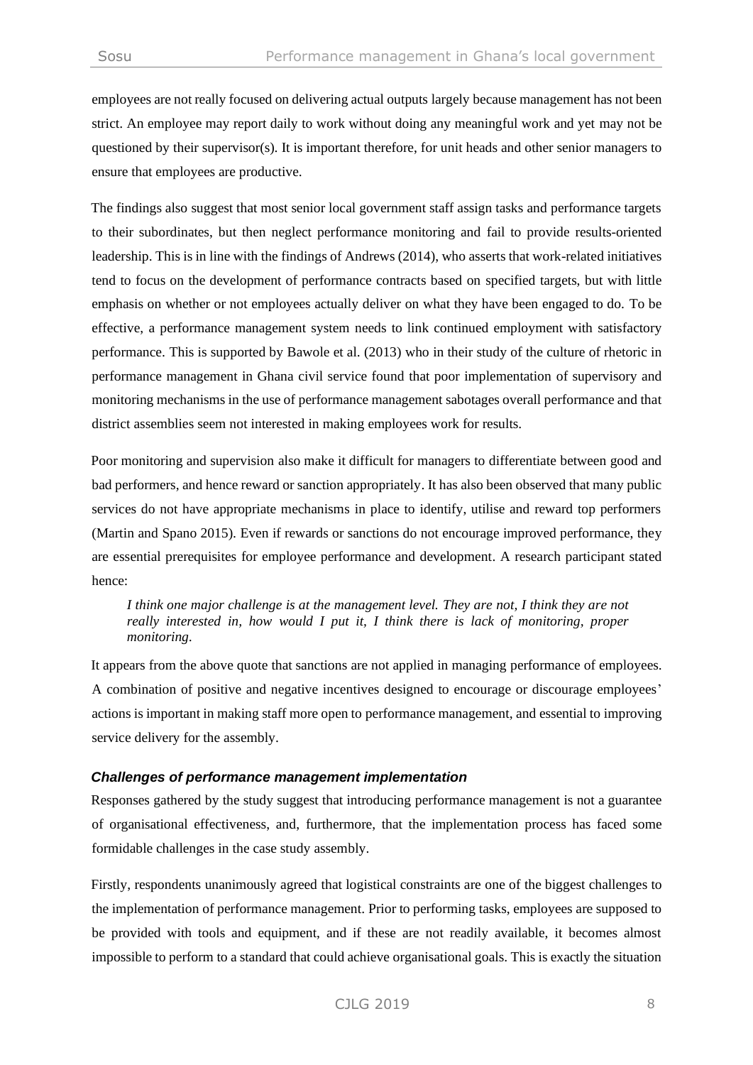employees are not really focused on delivering actual outputs largely because management has not been strict. An employee may report daily to work without doing any meaningful work and yet may not be questioned by their supervisor(s). It is important therefore, for unit heads and other senior managers to ensure that employees are productive.

The findings also suggest that most senior local government staff assign tasks and performance targets to their subordinates, but then neglect performance monitoring and fail to provide results-oriented leadership. This is in line with the findings of Andrews (2014), who asserts that work-related initiatives tend to focus on the development of performance contracts based on specified targets, but with little emphasis on whether or not employees actually deliver on what they have been engaged to do. To be effective, a performance management system needs to link continued employment with satisfactory performance. This is supported by Bawole et al. (2013) who in their study of the culture of rhetoric in performance management in Ghana civil service found that poor implementation of supervisory and monitoring mechanisms in the use of performance management sabotages overall performance and that district assemblies seem not interested in making employees work for results.

Poor monitoring and supervision also make it difficult for managers to differentiate between good and bad performers, and hence reward or sanction appropriately. It has also been observed that many public services do not have appropriate mechanisms in place to identify, utilise and reward top performers (Martin and Spano 2015). Even if rewards or sanctions do not encourage improved performance, they are essential prerequisites for employee performance and development. A research participant stated hence:

> *I think one major challenge is at the management level. They are not, I think they are not really interested in, how would I put it, I think there is lack of monitoring, proper monitoring.*

It appears from the above quote that sanctions are not applied in managing performance of employees. A combination of positive and negative incentives designed to encourage or discourage employees' actions is important in making staff more open to performance management, and essential to improving service delivery for the assembly.

### *Challenges of performance management implementation*

Responses gathered by the study suggest that introducing performance management is not a guarantee of organisational effectiveness, and, furthermore, that the implementation process has faced some formidable challenges in the case study assembly.

Firstly, respondents unanimously agreed that logistical constraints are one of the biggest challenges to the implementation of performance management. Prior to performing tasks, employees are supposed to be provided with tools and equipment, and if these are not readily available, it becomes almost impossible to perform to a standard that could achieve organisational goals. This is exactly the situation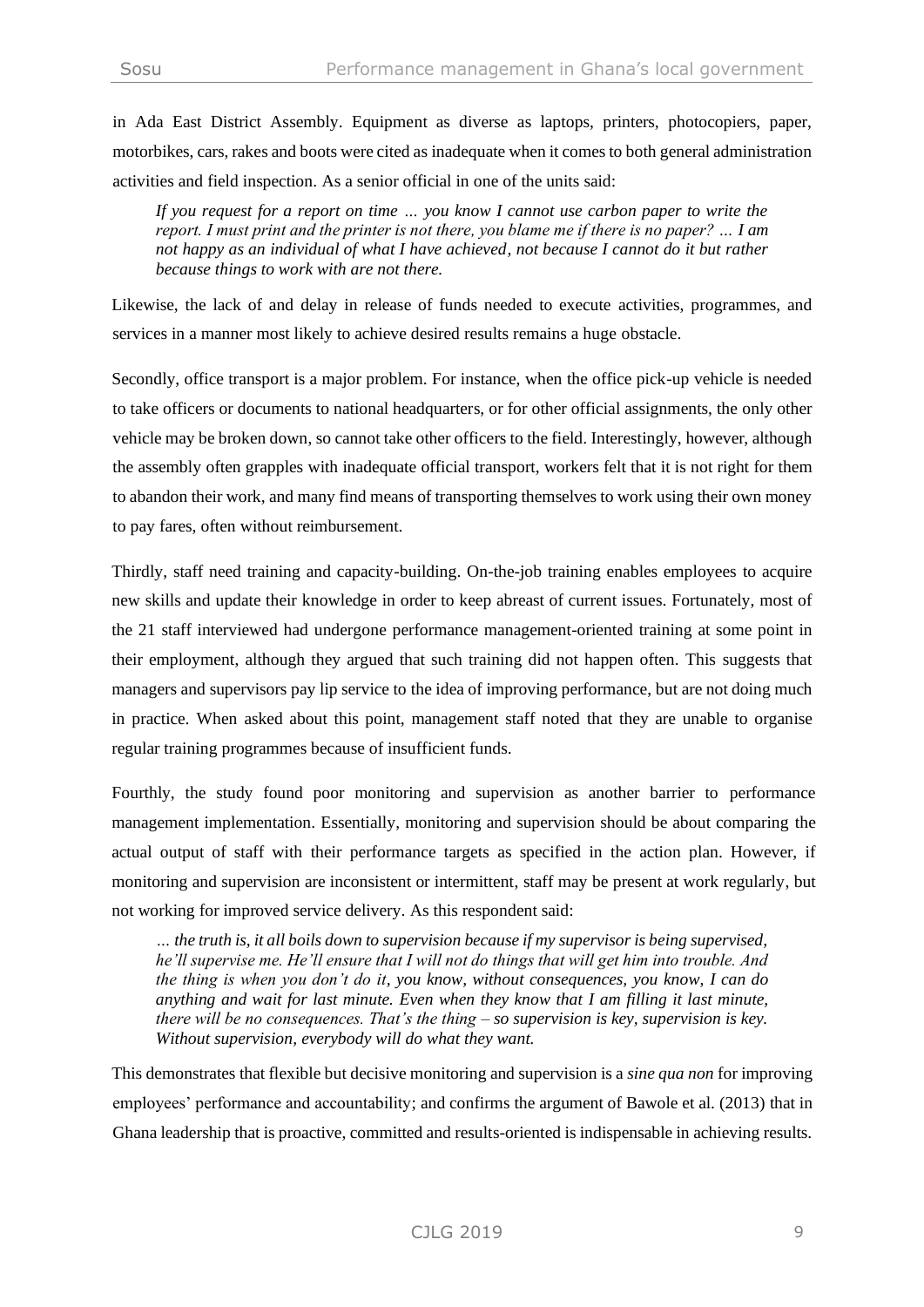in Ada East District Assembly. Equipment as diverse as laptops, printers, photocopiers, paper, motorbikes, cars, rakes and boots were cited as inadequate when it comes to both general administration activities and field inspection. As a senior official in one of the units said:

> *If you request for a report on time … you know I cannot use carbon paper to write the report. I must print and the printer is not there, you blame me if there is no paper? … I am not happy as an individual of what I have achieved, not because I cannot do it but rather because things to work with are not there.*

Likewise, the lack of and delay in release of funds needed to execute activities, programmes, and services in a manner most likely to achieve desired results remains a huge obstacle.

Secondly, office transport is a major problem. For instance, when the office pick-up vehicle is needed to take officers or documents to national headquarters, or for other official assignments, the only other vehicle may be broken down, so cannot take other officers to the field. Interestingly, however, although the assembly often grapples with inadequate official transport, workers felt that it is not right for them to abandon their work, and many find means of transporting themselves to work using their own money to pay fares, often without reimbursement.

Thirdly, staff need training and capacity-building. On-the-job training enables employees to acquire new skills and update their knowledge in order to keep abreast of current issues. Fortunately, most of the 21 staff interviewed had undergone performance management-oriented training at some point in their employment, although they argued that such training did not happen often. This suggests that managers and supervisors pay lip service to the idea of improving performance, but are not doing much in practice. When asked about this point, management staff noted that they are unable to organise regular training programmes because of insufficient funds.

Fourthly, the study found poor monitoring and supervision as another barrier to performance management implementation. Essentially, monitoring and supervision should be about comparing the actual output of staff with their performance targets as specified in the action plan. However, if monitoring and supervision are inconsistent or intermittent, staff may be present at work regularly, but not working for improved service delivery. As this respondent said:

> *… the truth is, it all boils down to supervision because if my supervisor is being supervised, he'll supervise me. He'll ensure that I will not do things that will get him into trouble. And the thing is when you don't do it, you know, without consequences, you know, I can do anything and wait for last minute. Even when they know that I am filling it last minute, there will be no consequences. That's the thing – so supervision is key, supervision is key. Without supervision, everybody will do what they want.*

This demonstrates that flexible but decisive monitoring and supervision is a *sine qua non* for improving employees' performance and accountability; and confirms the argument of Bawole et al. (2013) that in Ghana leadership that is proactive, committed and results-oriented is indispensable in achieving results.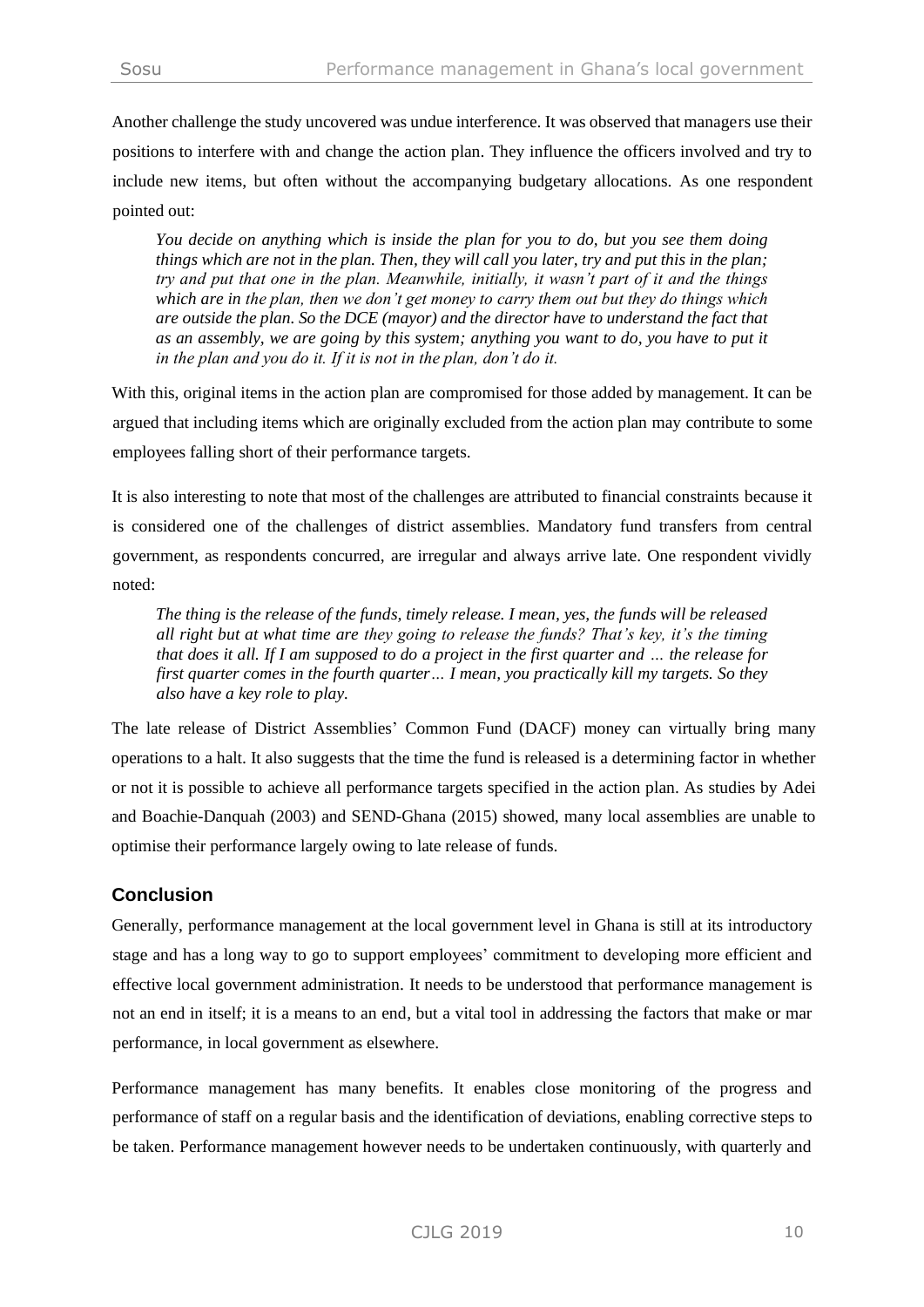Another challenge the study uncovered was undue interference. It was observed that managers use their positions to interfere with and change the action plan. They influence the officers involved and try to include new items, but often without the accompanying budgetary allocations. As one respondent pointed out:

> *You decide on anything which is inside the plan for you to do, but you see them doing things which are not in the plan. Then, they will call you later, try and put this in the plan; try and put that one in the plan. Meanwhile, initially, it wasn't part of it and the things which are in the plan, then we don't get money to carry them out but they do things which are outside the plan. So the DCE (mayor) and the director have to understand the fact that as an assembly, we are going by this system; anything you want to do, you have to put it in the plan and you do it. If it is not in the plan, don't do it.*

With this, original items in the action plan are compromised for those added by management. It can be argued that including items which are originally excluded from the action plan may contribute to some employees falling short of their performance targets.

It is also interesting to note that most of the challenges are attributed to financial constraints because it is considered one of the challenges of district assemblies. Mandatory fund transfers from central government, as respondents concurred, are irregular and always arrive late. One respondent vividly noted:

> *The thing is the release of the funds, timely release. I mean, yes, the funds will be released all right but at what time are they going to release the funds? That's key, it's the timing that does it all. If I am supposed to do a project in the first quarter and … the release for first quarter comes in the fourth quarter… I mean, you practically kill my targets. So they also have a key role to play.*

The late release of District Assemblies' Common Fund (DACF) money can virtually bring many operations to a halt. It also suggests that the time the fund is released is a determining factor in whether or not it is possible to achieve all performance targets specified in the action plan. As studies by Adei and Boachie-Danquah (2003) and SEND-Ghana (2015) showed, many local assemblies are unable to optimise their performance largely owing to late release of funds.

## Conclusion

Generally, performance management at the local government level in Ghana is still at its introductory stage and has a long way to go to support employees' commitment to developing more efficient and effective local government administration. It needs to be understood that performance management is not an end in itself; it is a means to an end, but a vital tool in addressing the factors that make or mar performance, in local government as elsewhere.

Performance management has many benefits. It enables close monitoring of the progress and performance of staff on a regular basis and the identification of deviations, enabling corrective steps to be taken. Performance management however needs to be undertaken continuously, with quarterly and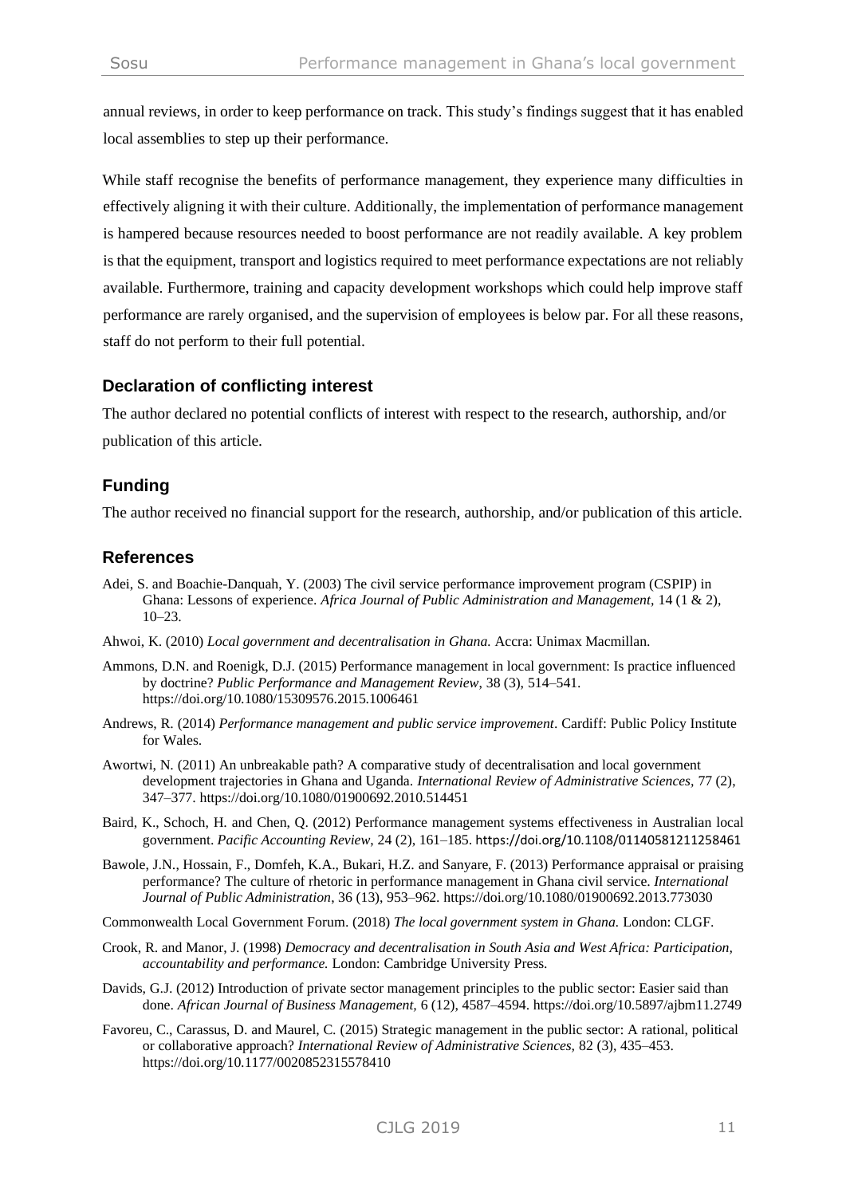annual reviews, in order to keep performance on track. This study's findings suggest that it has enabled local assemblies to step up their performance.

While staff recognise the benefits of performance management, they experience many difficulties in effectively aligning it with their culture. Additionally, the implementation of performance management is hampered because resources needed to boost performance are not readily available. A key problem is that the equipment, transport and logistics required to meet performance expectations are not reliably available. Furthermore, training and capacity development workshops which could help improve staff performance are rarely organised, and the supervision of employees is below par. For all these reasons, staff do not perform to their full potential.

## Declaration of conflicting interest

The author declared no potential conflicts of interest with respect to the research, authorship, and/or publication of this article.

## Funding

The author received no financial support for the research, authorship, and/or publication of this article.

## References

Adei, S. and Boachie-Danquah, Y. (2003) The civil service performance improvement program (CSPIP) in Ghana: Lessons of experience. *Africa Journal of Public Administration and Management,* 14 (1 & 2), 10–23.

Ahwoi, K. (2010) *Local government and decentralisation in Ghana.* Accra: Unimax Macmillan.

Ammons, D.N. and Roenigk, D.J. (2015) Performance management in local government: Is practice influenced by doctrine? *Public Performance and Management Review,* 38 (3), 514–541. https://doi.org/10.1080/15309576.2015.1006461

Andrews, R. (2014) *Performance management and public service improvement*. Cardiff: Public Policy Institute for Wales.

Awortwi, N. (2011) An unbreakable path? A comparative study of decentralisation and local government development trajectories in Ghana and Uganda. *International Review of Administrative Sciences,* 77 (2), 347–377. https://doi.org/10.1080/01900692.2010.514451

Baird, K., Schoch, H. and Chen, Q. (2012) Performance management systems effectiveness in Australian local government. *Pacific Accounting Review*, 24 (2), 161–185. https://doi.org/10.1108/01140581211258461

Bawole, J.N., Hossain, F., Domfeh, K.A., Bukari, H.Z. and Sanyare, F. (2013) Performance appraisal or praising performance? The culture of rhetoric in performance management in Ghana civil service. *International Journal of Public Administration*, 36 (13), 953–962. https://doi.org/10.1080/01900692.2013.773030

Commonwealth Local Government Forum. (2018) *The local government system in Ghana.* London: CLGF.

Crook, R. and Manor, J. (1998) *Democracy and decentralisation in South Asia and West Africa: Participation, accountability and performance.* London: Cambridge University Press.

Davids, G.J. (2012) Introduction of private sector management principles to the public sector: Easier said than done. *African Journal of Business Management,* 6 (12), 4587–4594. https://doi.org/10.5897/ajbm11.2749

Favoreu, C., Carassus, D. and Maurel, C. (2015) Strategic management in the public sector: A rational, political or collaborative approach? *International Review of Administrative Sciences,* 82 (3), 435–453. https://doi.org/10.1177/0020852315578410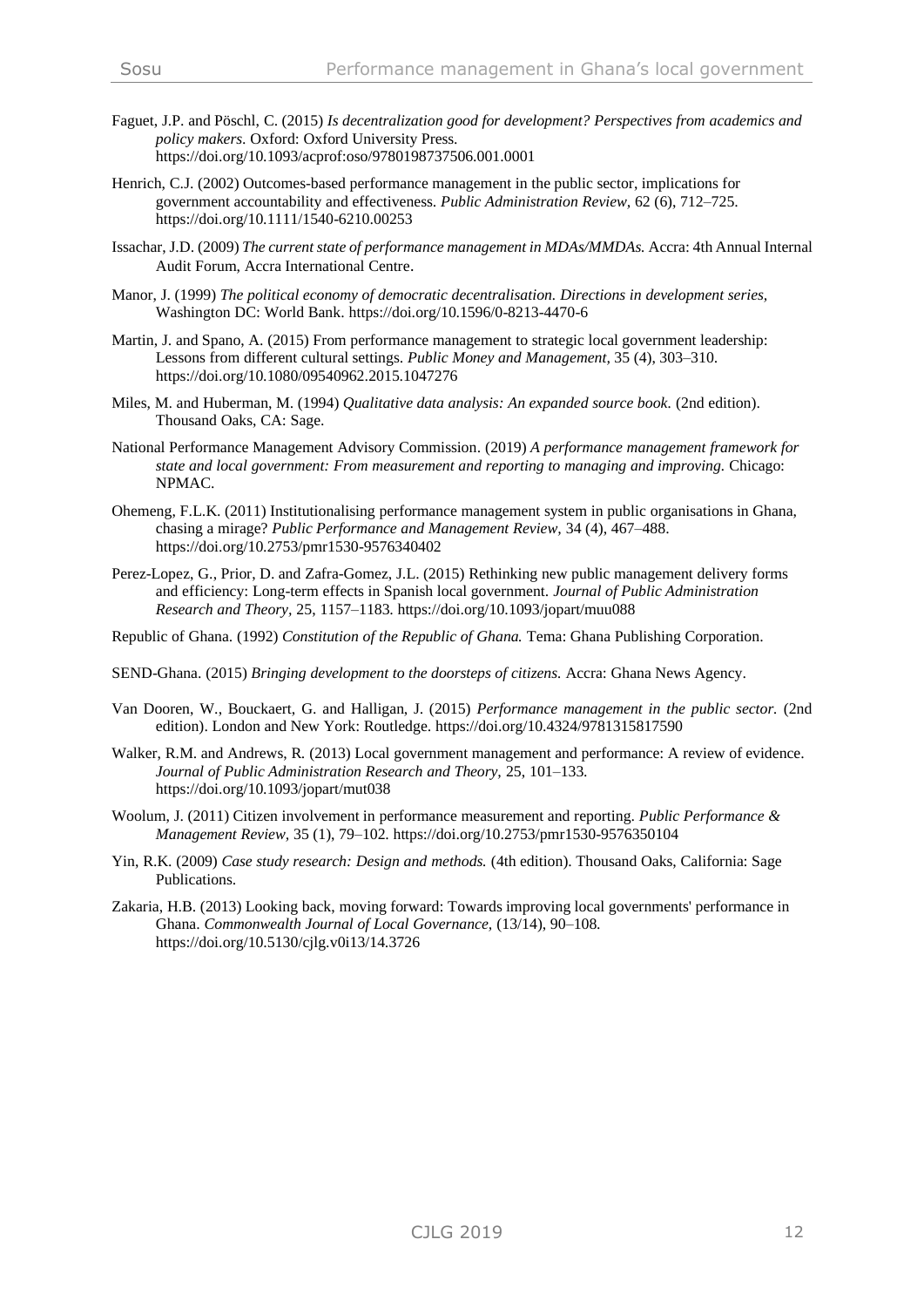Faguet, J.P. and Pöschl, C. (2015) *Is decentralization good for development? Perspectives from academics and policy makers.* Oxford: Oxford University Press. https://doi.org/10.1093/acprof:oso/9780198737506.001.0001

Henrich, C.J. (2002) Outcomes-based performance management in the public sector, implications for government accountability and effectiveness. *Public Administration Review,* 62 (6), 712–725. https://doi.org/10.1111/1540-6210.00253

Issachar, J.D. (2009) *The current state of performance management in MDAs/MMDAs.* Accra: 4th Annual Internal Audit Forum, Accra International Centre.

Manor, J. (1999) *The political economy of democratic decentralisation. Directions in development series,* Washington DC: World Bank. https://doi.org/10.1596/0-8213-4470-6

Martin, J. and Spano, A. (2015) From performance management to strategic local government leadership: Lessons from different cultural settings. *Public Money and Management,* 35 (4), 303–310. https://doi.org/10.1080/09540962.2015.1047276

Miles, M. and Huberman, M. (1994) *Qualitative data analysis: An expanded source book.* (2nd edition). Thousand Oaks, CA: Sage.

National Performance Management Advisory Commission. (2019) *A performance management framework for state and local government: From measurement and reporting to managing and improving.* Chicago: NPMAC.

Ohemeng, F.L.K. (2011) Institutionalising performance management system in public organisations in Ghana, chasing a mirage? *Public Performance and Management Review,* 34 (4), 467–488. https://doi.org/10.2753/pmr1530-9576340402

Perez-Lopez, G., Prior, D. and Zafra-Gomez, J.L. (2015) Rethinking new public management delivery forms and efficiency: Long-term effects in Spanish local government. *Journal of Public Administration Research and Theory,* 25, 1157–1183. https://doi.org/10.1093/jopart/muu088

Republic of Ghana. (1992) *Constitution of the Republic of Ghana.* Tema: Ghana Publishing Corporation.

SEND-Ghana. (2015) *Bringing development to the doorsteps of citizens.* Accra: Ghana News Agency.

Van Dooren, W., Bouckaert, G. and Halligan, J. (2015) *Performance management in the public sector.* (2nd edition). London and New York: Routledge. https://doi.org/10.4324/9781315817590

Walker, R.M. and Andrews, R. (2013) Local government management and performance: A review of evidence. *Journal of Public Administration Research and Theory,* 25, 101–133. https://doi.org/10.1093/jopart/mut038

Woolum, J. (2011) Citizen involvement in performance measurement and reporting. *Public Performance & Management Review,* 35 (1), 79–102. https://doi.org/10.2753/pmr1530-9576350104

Yin, R.K. (2009) *Case study research: Design and methods.* (4th edition). Thousand Oaks, California: Sage Publications.

Zakaria, H.B. (2013) Looking back, moving forward: Towards improving local governments' performance in Ghana. *Commonwealth Journal of Local Governance,* (13/14), 90–108. https://doi.org/10.5130/cjlg.v0i13/14.3726